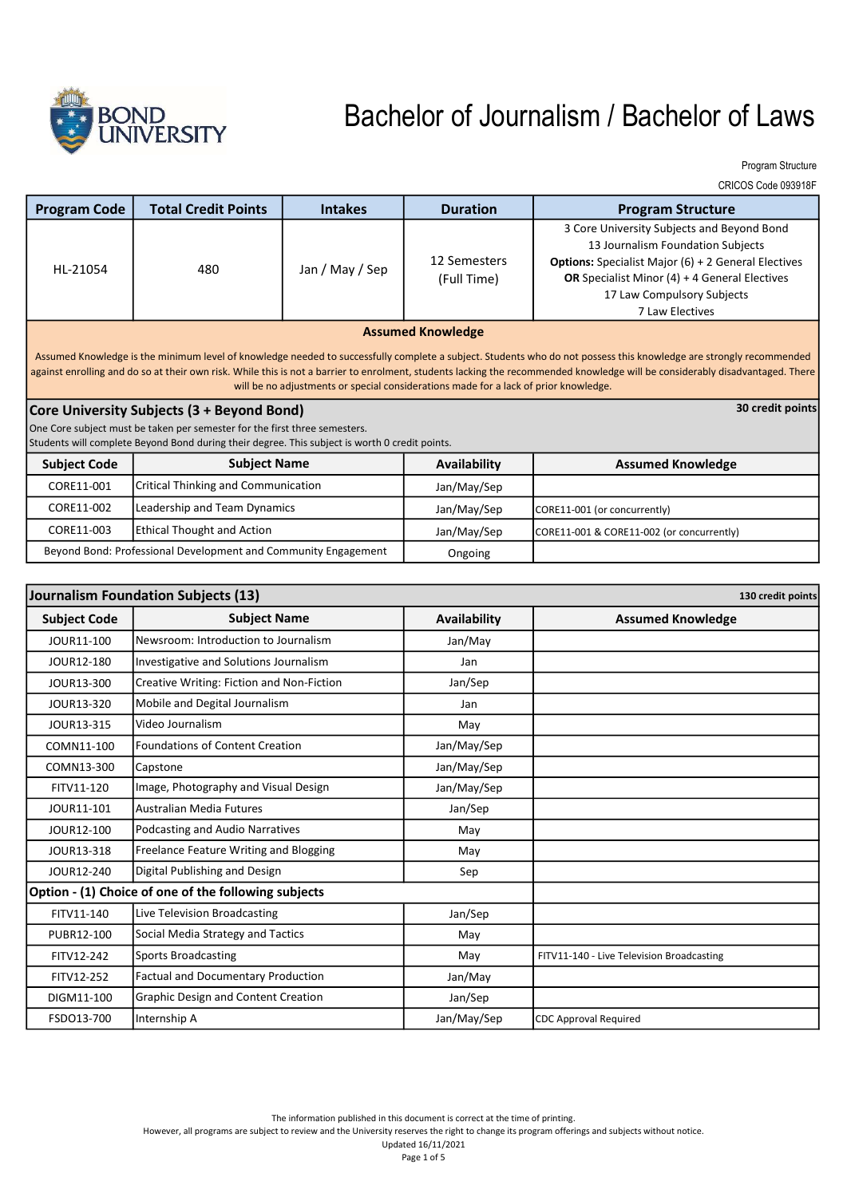# Bachelor of Journalism / Bachelor of Laws

Program Structure

CRICOS Code 093918F

| Program Code | Total Credit Points | Intakes | Duration | Program Structure |
|---|---|---|---|---|
| HL-21054 | 480 | Jan / May / Sep | 12 Semesters (Full Time) | 3 Core University Subjects and Beyond Bond<br>13 Journalism Foundation Subjects<br>**Options:** Specialist Major (6) + 2 General Electives<br>**OR** Specialist Minor (4) + 4 General Electives<br>17 Law Compulsory Subjects<br>7 Law Electives |

**Assumed Knowledge**

Assumed Knowledge is the minimum level of knowledge needed to successfully complete a subject. Students who do not possess this knowledge are strongly recommended against enrolling and do so at their own risk. While this is not a barrier to enrolment, students lacking the recommended knowledge will be considerably disadvantaged. There will be no adjustments or special considerations made for a lack of prior knowledge.

## Core University Subjects (3 + Beyond Bond)

**30 credit points**

One Core subject must be taken per semester for the first three semesters.
Students will complete Beyond Bond during their degree. This subject is worth 0 credit points.

| Subject Code | Subject Name | Availability | Assumed Knowledge |
|---|---|---|---|
| CORE11-001 | Critical Thinking and Communication | Jan/May/Sep | |
| CORE11-002 | Leadership and Team Dynamics | Jan/May/Sep | CORE11-001 (or concurrently) |
| CORE11-003 | Ethical Thought and Action | Jan/May/Sep | CORE11-001 & CORE11-002 (or concurrently) |
| Beyond Bond: Professional Development and Community Engagement | | Ongoing | |

## Journalism Foundation Subjects (13)

**130 credit points**

| Subject Code | Subject Name | Availability | Assumed Knowledge |
|---|---|---|---|
| JOUR11-100 | Newsroom: Introduction to Journalism | Jan/May | |
| JOUR12-180 | Investigative and Solutions Journalism | Jan | |
| JOUR13-300 | Creative Writing: Fiction and Non-Fiction | Jan/Sep | |
| JOUR13-320 | Mobile and Degital Journalism | Jan | |
| JOUR13-315 | Video Journalism | May | |
| COMN11-100 | Foundations of Content Creation | Jan/May/Sep | |
| COMN13-300 | Capstone | Jan/May/Sep | |
| FITV11-120 | Image, Photography and Visual Design | Jan/May/Sep | |
| JOUR11-101 | Australian Media Futures | Jan/Sep | |
| JOUR12-100 | Podcasting and Audio Narratives | May | |
| JOUR13-318 | Freelance Feature Writing and Blogging | May | |
| JOUR12-240 | Digital Publishing and Design | Sep | |
| **Option - (1) Choice of one of the following subjects** | | | |
| FITV11-140 | Live Television Broadcasting | Jan/Sep | |
| PUBR12-100 | Social Media Strategy and Tactics | May | |
| FITV12-242 | Sports Broadcasting | May | FITV11-140 - Live Television Broadcasting |
| FITV12-252 | Factual and Documentary Production | Jan/May | |
| DIGM11-100 | Graphic Design and Content Creation | Jan/Sep | |
| FSDO13-700 | Internship A | Jan/May/Sep | CDC Approval Required |

The information published in this document is correct at the time of printing.
However, all programs are subject to review and the University reserves the right to change its program offerings and subjects without notice.
Updated 16/11/2021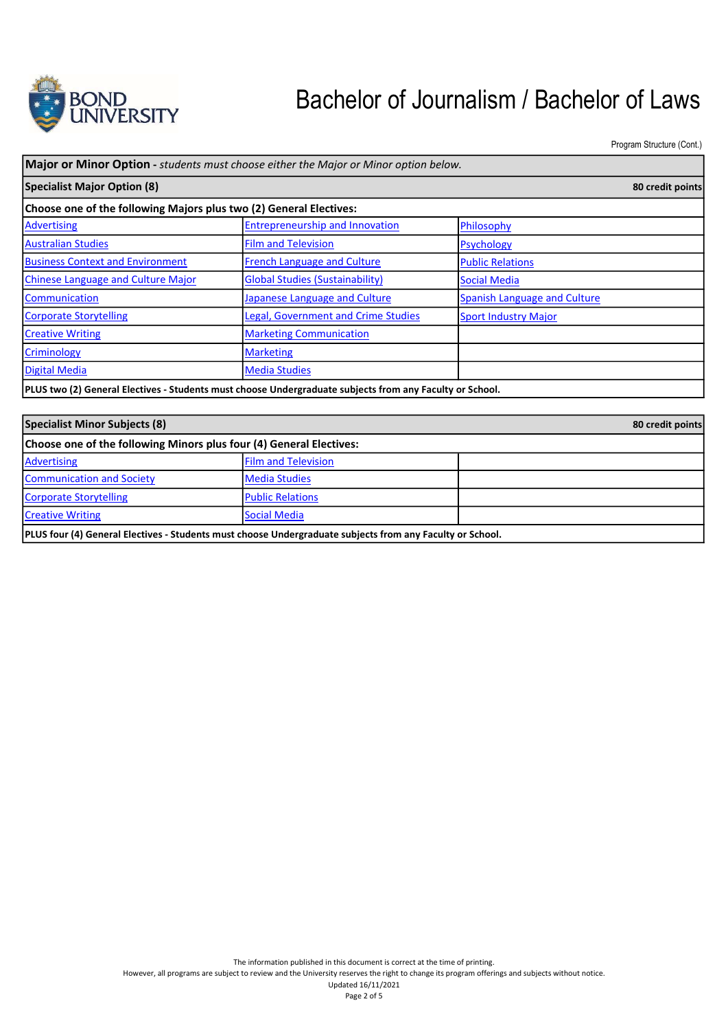# Bachelor of Journalism / Bachelor of Laws

Program Structure (Cont.)

| **Major or Minor Option** - *students must choose either the Major or Minor option below.* | | |
|---|---|---|
| **Specialist Major Option (8)** | | **80 credit points** |
| **Choose one of the following Majors plus two (2) General Electives:** | | |
| Advertising | Entrepreneurship and Innovation | Philosophy |
| Australian Studies | Film and Television | Psychology |
| Business Context and Environment | French Language and Culture | Public Relations |
| Chinese Language and Culture Major | Global Studies (Sustainability) | Social Media |
| Communication | Japanese Language and Culture | Spanish Language and Culture |
| Corporate Storytelling | Legal, Government and Crime Studies | Sport Industry Major |
| Creative Writing | Marketing Communication | |
| Criminology | Marketing | |
| Digital Media | Media Studies | |
| **PLUS two (2) General Electives - Students must choose Undergraduate subjects from any Faculty or School.** | | |

| **Specialist Minor Subjects (8)** | | **80 credit points** |
|---|---|---|
| **Choose one of the following Minors plus four (4) General Electives:** | | |
| Advertising | Film and Television | |
| Communication and Society | Media Studies | |
| Corporate Storytelling | Public Relations | |
| Creative Writing | Social Media | |
| **PLUS four (4) General Electives - Students must choose Undergraduate subjects from any Faculty or School.** | | |

The information published in this document is correct at the time of printing.
However, all programs are subject to review and the University reserves the right to change its program offerings and subjects without notice.
Updated 16/11/2021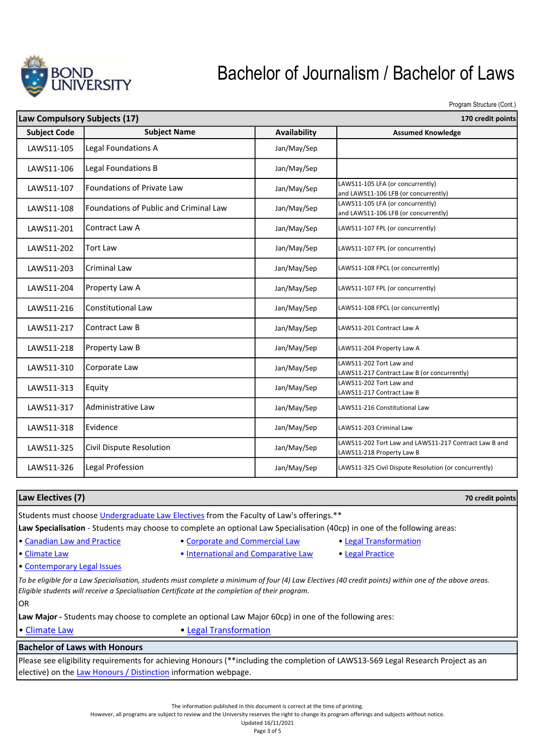# Bachelor of Journalism / Bachelor of Laws

Program Structure (Cont.)

## Law Compulsory Subjects (17)

170 credit points

| Subject Code | Subject Name | Availability | Assumed Knowledge |
|---|---|---|---|
| LAWS11-105 | Legal Foundations A | Jan/May/Sep | |
| LAWS11-106 | Legal Foundations B | Jan/May/Sep | |
| LAWS11-107 | Foundations of Private Law | Jan/May/Sep | LAWS11-105 LFA (or concurrently) and LAWS11-106 LFB (or concurrently) |
| LAWS11-108 | Foundations of Public and Criminal Law | Jan/May/Sep | LAWS11-105 LFA (or concurrently) and LAWS11-106 LFB (or concurrently) |
| LAWS11-201 | Contract Law A | Jan/May/Sep | LAWS11-107 FPL (or concurrently) |
| LAWS11-202 | Tort Law | Jan/May/Sep | LAWS11-107 FPL (or concurrently) |
| LAWS11-203 | Criminal Law | Jan/May/Sep | LAWS11-108 FPCL (or concurrently) |
| LAWS11-204 | Property Law A | Jan/May/Sep | LAWS11-107 FPL (or concurrently) |
| LAWS11-216 | Constitutional Law | Jan/May/Sep | LAWS11-108 FPCL (or concurrently) |
| LAWS11-217 | Contract Law B | Jan/May/Sep | LAWS11-201 Contract Law A |
| LAWS11-218 | Property Law B | Jan/May/Sep | LAWS11-204 Property Law A |
| LAWS11-310 | Corporate Law | Jan/May/Sep | LAWS11-202 Tort Law and LAWS11-217 Contract Law B (or concurrently) |
| LAWS11-313 | Equity | Jan/May/Sep | LAWS11-202 Tort Law and LAWS11-217 Contract Law B |
| LAWS11-317 | Administrative Law | Jan/May/Sep | LAWS11-216 Constitutional Law |
| LAWS11-318 | Evidence | Jan/May/Sep | LAWS11-203 Criminal Law |
| LAWS11-325 | Civil Dispute Resolution | Jan/May/Sep | LAWS11-202 Tort Law and LAWS11-217 Contract Law B and LAWS11-218 Property Law B |
| LAWS11-326 | Legal Profession | Jan/May/Sep | LAWS11-325 Civil Dispute Resolution (or concurrently) |

## Law Electives (7)

70 credit points

Students must choose Undergraduate Law Electives from the Faculty of Law's offerings.**

**Law Specialisation** - Students may choose to complete an optional Law Specialisation (40cp) in one of the following areas:

- Canadian Law and Practice
- Corporate and Commercial Law
- Legal Transformation
- Climate Law
- International and Comparative Law
- Legal Practice
- Contemporary Legal Issues

*To be eligible for a Law Specialisation, students must complete a minimum of four (4) Law Electives (40 credit points) within one of the above areas. Eligible students will receive a Specialisation Certificate at the completion of their program.*

OR

**Law Major -** Students may choose to complete an optional Law Major 60cp) in one of the following ares:

- Climate Law
- Legal Transformation

## Bachelor of Laws with Honours

Please see eligibility requirements for achieving Honours (**including the completion of LAWS13-569 Legal Research Project as an elective) on the Law Honours / Distinction information webpage.

The information published in this document is correct at the time of printing.
However, all programs are subject to review and the University reserves the right to change its program offerings and subjects without notice.
Updated 16/11/2021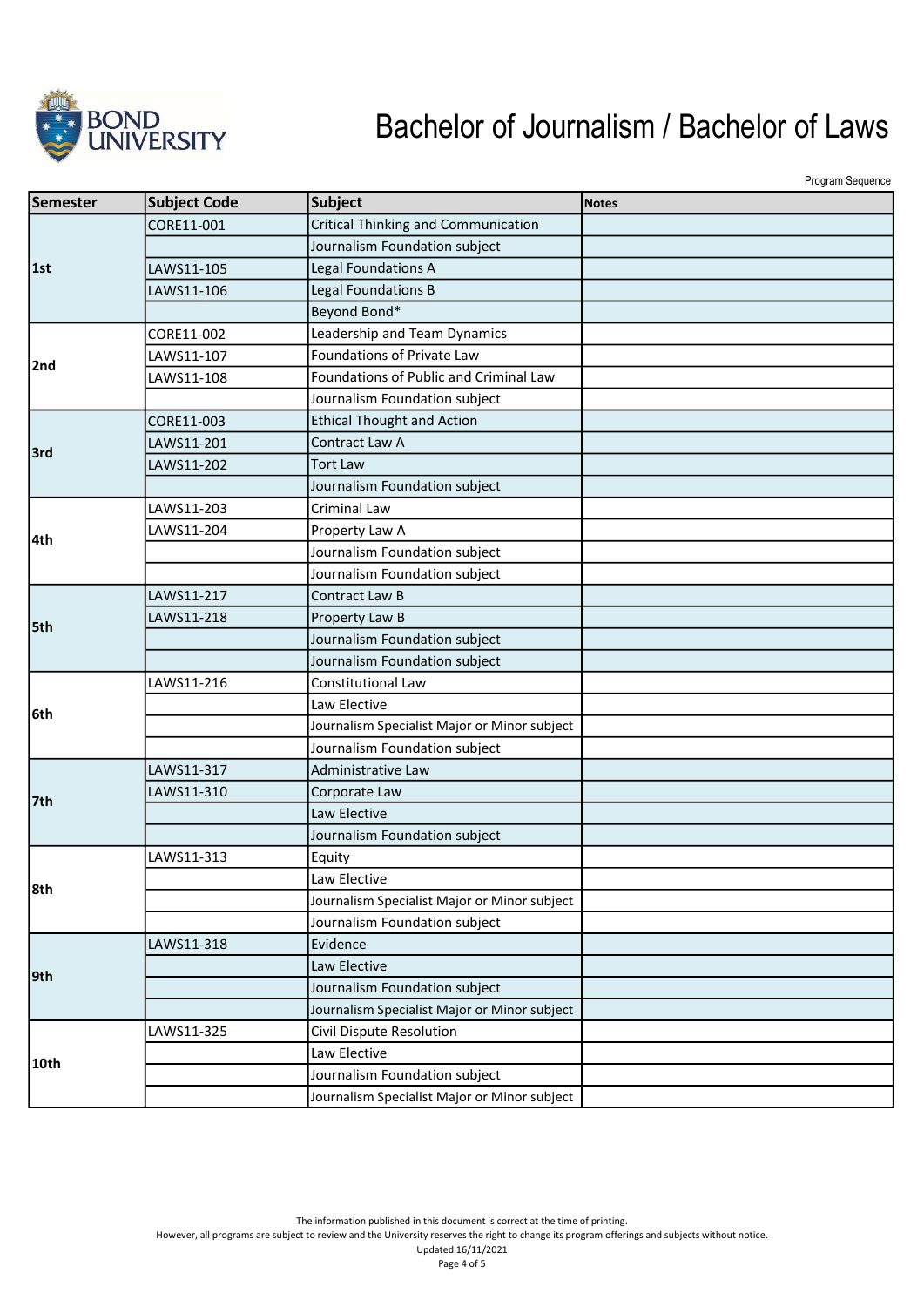# Bachelor of Journalism / Bachelor of Laws

Program Sequence

| Semester | Subject Code | Subject | Notes |
|---|---|---|---|
| 1st | CORE11-001 | Critical Thinking and Communication | |
| | | Journalism Foundation subject | |
| | LAWS11-105 | Legal Foundations A | |
| | LAWS11-106 | Legal Foundations B | |
| | | Beyond Bond* | |
| 2nd | CORE11-002 | Leadership and Team Dynamics | |
| | LAWS11-107 | Foundations of Private Law | |
| | LAWS11-108 | Foundations of Public and Criminal Law | |
| | | Journalism Foundation subject | |
| 3rd | CORE11-003 | Ethical Thought and Action | |
| | LAWS11-201 | Contract Law A | |
| | LAWS11-202 | Tort Law | |
| | | Journalism Foundation subject | |
| 4th | LAWS11-203 | Criminal Law | |
| | LAWS11-204 | Property Law A | |
| | | Journalism Foundation subject | |
| | | Journalism Foundation subject | |
| 5th | LAWS11-217 | Contract Law B | |
| | LAWS11-218 | Property Law B | |
| | | Journalism Foundation subject | |
| | | Journalism Foundation subject | |
| 6th | LAWS11-216 | Constitutional Law | |
| | | Law Elective | |
| | | Journalism Specialist Major or Minor subject | |
| | | Journalism Foundation subject | |
| 7th | LAWS11-317 | Administrative Law | |
| | LAWS11-310 | Corporate Law | |
| | | Law Elective | |
| | | Journalism Foundation subject | |
| 8th | LAWS11-313 | Equity | |
| | | Law Elective | |
| | | Journalism Specialist Major or Minor subject | |
| | | Journalism Foundation subject | |
| 9th | LAWS11-318 | Evidence | |
| | | Law Elective | |
| | | Journalism Foundation subject | |
| | | Journalism Specialist Major or Minor subject | |
| 10th | LAWS11-325 | Civil Dispute Resolution | |
| | | Law Elective | |
| | | Journalism Foundation subject | |
| | | Journalism Specialist Major or Minor subject | |

The information published in this document is correct at the time of printing.
However, all programs are subject to review and the University reserves the right to change its program offerings and subjects without notice.
Updated 16/11/2021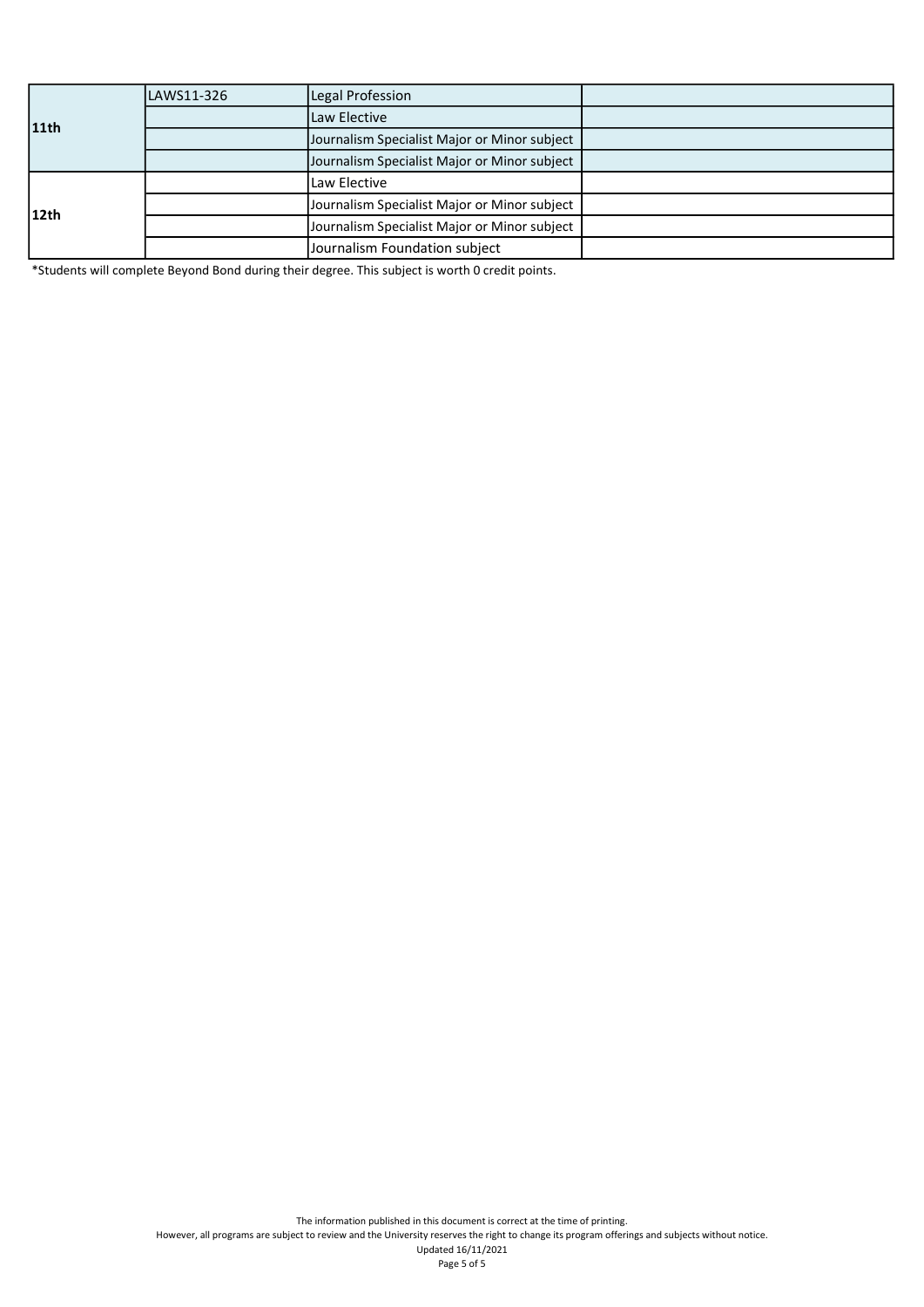| | | | |
|---|---|---|---|
| 11th | LAWS11-326 | Legal Profession | |
| | | Law Elective | |
| | | Journalism Specialist Major or Minor subject | |
| | | Journalism Specialist Major or Minor subject | |
| 12th | | Law Elective | |
| | | Journalism Specialist Major or Minor subject | |
| | | Journalism Specialist Major or Minor subject | |
| | | Journalism Foundation subject | |

*Students will complete Beyond Bond during their degree. This subject is worth 0 credit points.

The information published in this document is correct at the time of printing.
However, all programs are subject to review and the University reserves the right to change its program offerings and subjects without notice.
Updated 16/11/2021